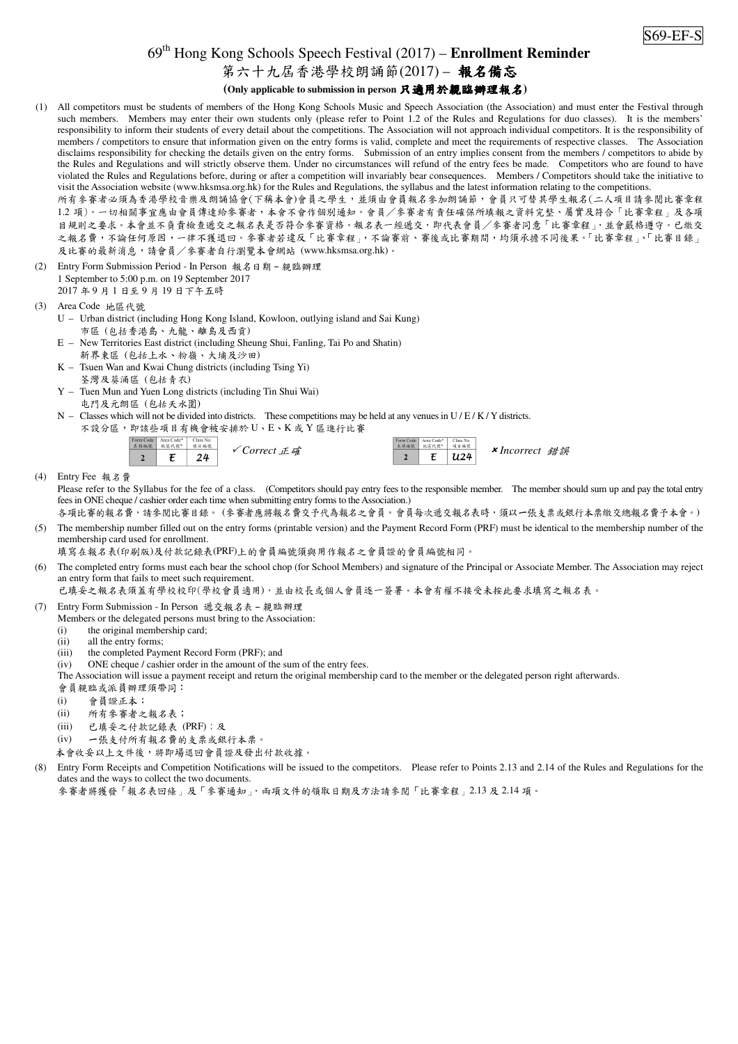S69-EF-S

# 69th Hong Kong Schools Speech Festival (2017) – **Enrollment Reminder**

# 第六十九屆香港學校朗誦節(2017) – **報名備忘**

**(Only applicable to submission in person 只適用於親臨辦理報名)**

(1) All competitors must be students of members of the Hong Kong Schools Music and Speech Association (the Association) and must enter the Festival through such members. Members may enter their own students only (please refer to Point 1.2 of the Rules and Regulations for duo classes). It is the members' responsibility to inform their students of every detail about the competitions. The Association will not approach individual competitors. It is the responsibility of members / competitors to ensure that information given on the entry forms is valid, complete and meet the requirements of respective classes. The Association disclaims responsibility for checking the details given on the entry forms. Submission of an entry implies consent from the members / competitors to abide by the Rules and Regulations and will strictly observe them. Under no circumstances will refund of the entry fees be made. Competitors who are found to have violated the Rules and Regulations before, during or after a competition will invariably bear consequences. Members / Competitors should take the initiative to visit the Association website (www.hksmsa.org.hk) for the Rules and Regulations, the syllabus and the latest information relating to the competitions.
所有參賽者必須為香港學校音樂及朗誦協會(下稱本會)會員之學生，並須由會員報名參加朗誦節，會員只可替其學生報名(二人項目請參閱比賽章程 1.2 項)。一切相關事宜應由會員傳達給參賽者，本會不會作個別通知。會員／參賽者有責任確保所填報之資料完整、屬實及符合「比賽章程」及各項目規則之要求。本會並不負責檢查遞交之報名表是否符合參賽資格。報名表一經遞交，即代表會員／參賽者同意「比賽章程」，並會嚴格遵守。已繳交之報名費，不論任何原因，一律不獲退回。參賽者若違反「比賽章程」，不論賽前、賽後或比賽期間，均須承擔不同後果。「比賽章程」、「比賽目錄」及比賽的最新消息，請會員／參賽者自行瀏覽本會網站 (www.hksmsa.org.hk)。

(2) Entry Form Submission Period - In Person 報名日期 – 親臨辦理
1 September to 5:00 p.m. on 19 September 2017
2017 年 9 月 1 日至 9 月 19 日下午五時

(3) Area Code 地區代號
U – Urban district (including Hong Kong Island, Kowloon, outlying island and Sai Kung)
市區 (包括香港島、九龍、離島及西貢)
E – New Territories East district (including Sheung Shui, Fanling, Tai Po and Shatin)
新界東區 (包括上水、粉嶺、大埔及沙田)
K – Tsuen Wan and Kwai Chung districts (including Tsing Yi)
荃灣及葵涌區 (包括青衣)
Y – Tuen Mun and Yuen Long districts (including Tin Shui Wai)
屯門及元朗區 (包括天水圍)
N – Classes which will not be divided into districts. These competitions may be held at any venues in U / E / K / Y districts.
不設分區，即該些項目有機會被安排於 U、E、K 或 Y 區進行比賽

| Form Code 表格編號 | Area Code* 地區代號* | Class No. 項目編號 |
|---|---|---|
| 2 | E | 24 |

✓*Correct 正確*

| Form Code 表格編號 | Area Code* 地區代號* | Class No. 項目編號 |
|---|---|---|
| 2 | E | U24 |

✗*Incorrect 錯誤*

(4) Entry Fee 報名費
Please refer to the Syllabus for the fee of a class. (Competitors should pay entry fees to the responsible member. The member should sum up and pay the total entry fees in ONE cheque / cashier order each time when submitting entry forms to the Association.)
各項比賽的報名費，請參閱比賽目錄。(參賽者應將報名費交予代為報名之會員。會員每次遞交報名表時，須以一張支票或銀行本票繳交總報名費予本會。)

(5) The membership number filled out on the entry forms (printable version) and the Payment Record Form (PRF) must be identical to the membership number of the membership card used for enrollment.
填寫在報名表(印刷版)及付款記錄表(PRF)上的會員編號須與用作報名之會員證的會員編號相同。

(6) The completed entry forms must each bear the school chop (for School Members) and signature of the Principal or Associate Member. The Association may reject an entry form that fails to meet such requirement.
已填妥之報名表須蓋有學校校印(學校會員適用)，並由校長或個人會員逐一簽署。本會有權不接受未按此要求填寫之報名表。

(7) Entry Form Submission - In Person 遞交報名表 – 親臨辦理
Members or the delegated persons must bring to the Association:
(i) the original membership card;
(ii) all the entry forms;
(iii) the completed Payment Record Form (PRF); and
(iv) ONE cheque / cashier order in the amount of the sum of the entry fees.
The Association will issue a payment receipt and return the original membership card to the member or the delegated person right afterwards.
會員親臨或派員辦理須帶同：
(i) 會員證正本；
(ii) 所有參賽者之報名表；
(iii) 已填妥之付款記錄表 (PRF)；及
(iv) 一張支付所有報名費的支票或銀行本票。
本會收妥以上文件後，將即場退回會員證及發出付款收據。

(8) Entry Form Receipts and Competition Notifications will be issued to the competitors. Please refer to Points 2.13 and 2.14 of the Rules and Regulations for the dates and the ways to collect the two documents.
參賽者將獲發「報名表回條」及「參賽通知」，兩項文件的領取日期及方法請參閱「比賽章程」2.13 及 2.14 項。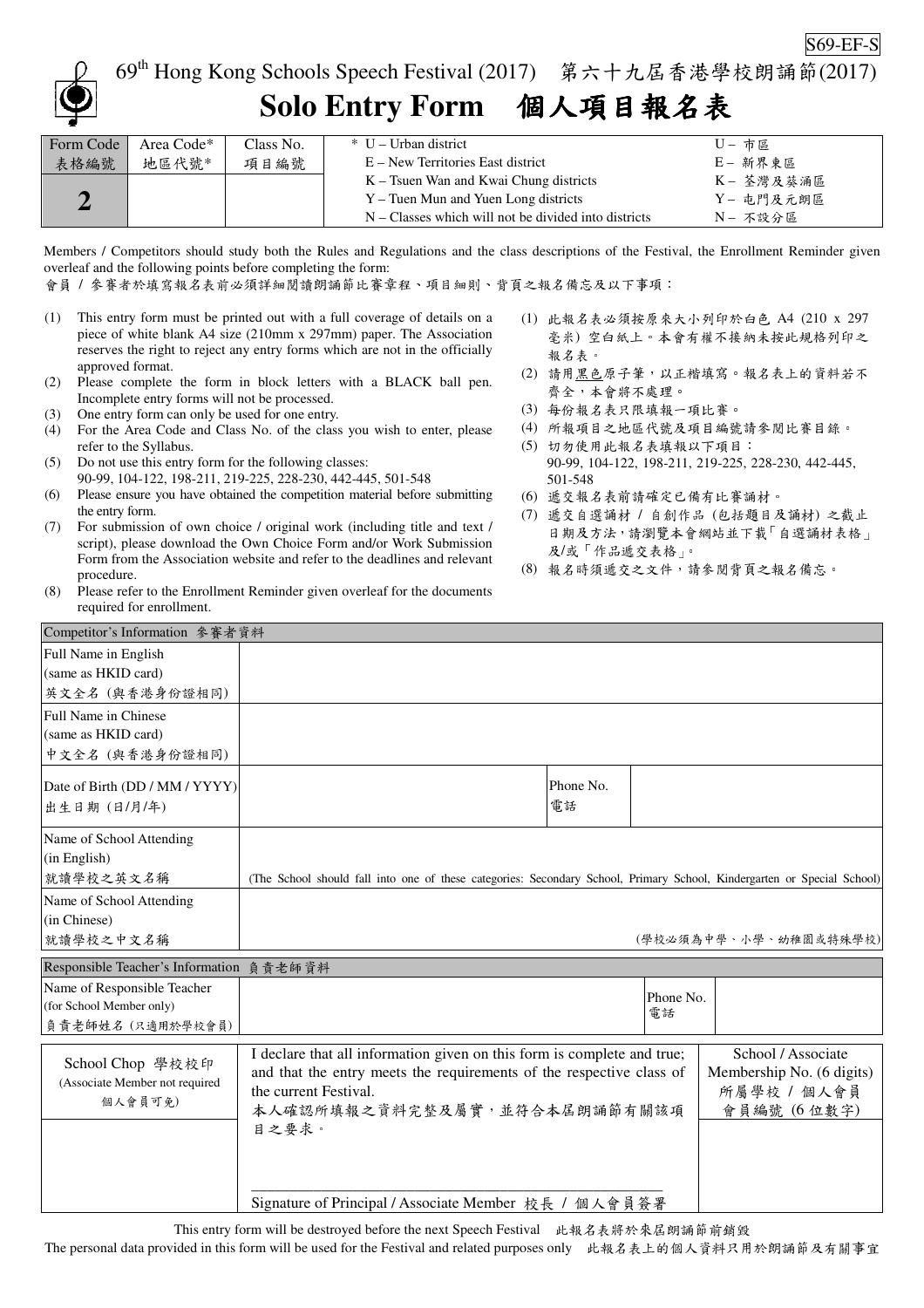S69-EF-S

# 69th Hong Kong Schools Speech Festival (2017) 第六十九屆香港學校朗誦節(2017)

## Solo Entry Form 個人項目報名表

| Form Code 表格編號 | Area Code* 地區代號* | Class No. 項目編號 | * U – Urban district | U – 市區 |
|---|---|---|---|---|
| **2** | | | E – New Territories East district | E – 新界東區 |
| | | | K – Tsuen Wan and Kwai Chung districts | K – 荃灣及葵涌區 |
| | | | Y – Tuen Mun and Yuen Long districts | Y – 屯門及元朗區 |
| | | | N – Classes which will not be divided into districts | N – 不設分區 |

Members / Competitors should study both the Rules and Regulations and the class descriptions of the Festival, the Enrollment Reminder given overleaf and the following points before completing the form:
會員 / 參賽者於填寫報名表前必須詳細閱讀朗誦節比賽章程、項目細則、背頁之報名備忘及以下事項：

(1) This entry form must be printed out with a full coverage of details on a piece of white blank A4 size (210mm x 297mm) paper. The Association reserves the right to reject any entry forms which are not in the officially approved format.
(2) Please complete the form in block letters with a BLACK ball pen. Incomplete entry forms will not be processed.
(3) One entry form can only be used for one entry.
(4) For the Area Code and Class No. of the class you wish to enter, please refer to the Syllabus.
(5) Do not use this entry form for the following classes:
90-99, 104-122, 198-211, 219-225, 228-230, 442-445, 501-548
(6) Please ensure you have obtained the competition material before submitting the entry form.
(7) For submission of own choice / original work (including title and text / script), please download the Own Choice Form and/or Work Submission Form from the Association website and refer to the deadlines and relevant procedure.
(8) Please refer to the Enrollment Reminder given overleaf for the documents required for enrollment.

(1) 此報名表必須按原來大小列印於白色 A4 (210 x 297 毫米) 空白紙上。本會有權不接納未按此規格列印之報名表。
(2) 請用黑色原子筆，以正楷填寫。報名表上的資料若不齊全，本會將不處理。
(3) 每份報名表只限填報一項比賽。
(4) 所報項目之地區代號及項目編號請參閱比賽目錄。
(5) 切勿使用此報名表填報以下項目：
90-99, 104-122, 198-211, 219-225, 228-230, 442-445, 501-548
(6) 遞交報名表前請確定已備有比賽誦材。
(7) 遞交自選誦材 / 自創作品 (包括題目及誦材) 之截止日期及方法，請瀏覽本會網站並下載「自選誦材表格」及/或「作品遞交表格」。
(8) 報名時須遞交之文件，請參閱背頁之報名備忘。

| Competitor's Information 參賽者資料 | | | |
|---|---|---|---|
| Full Name in English (same as HKID card) 英文全名 (與香港身份證相同) | | | |
| Full Name in Chinese (same as HKID card) 中文全名 (與香港身份證相同) | | | |
| Date of Birth (DD / MM / YYYY) 出生日期 (日/月/年) | | Phone No. 電話 | |
| Name of School Attending (in English) 就讀學校之英文名稱 | (The School should fall into one of these categories: Secondary School, Primary School, Kindergarten or Special School) | | |
| Name of School Attending (in Chinese) 就讀學校之中文名稱 | (學校必須為中學、小學、幼稚園或特殊學校) | | |

| Responsible Teacher's Information 負責老師資料 | | | |
|---|---|---|---|
| Name of Responsible Teacher (for School Member only) 負責老師姓名 (只適用於學校會員) | | Phone No. 電話 | |

| School Chop 學校校印 (Associate Member not required 個人會員可免) | I declare that all information given on this form is complete and true; and that the entry meets the requirements of the respective class of the current Festival. 本人確認所填報之資料完整及屬實，並符合本屆朗誦節有關該項目之要求。 | School / Associate Membership No. (6 digits) 所屬學校 / 個人會員會員編號 (6 位數字) |
|---|---|---|
| | ______________________ Signature of Principal / Associate Member 校長 / 個人會員簽署 | |

This entry form will be destroyed before the next Speech Festival 此報名表將於來屆朗誦節前銷毀
The personal data provided in this form will be used for the Festival and related purposes only 此報名表上的個人資料只用於朗誦節及有關事宜